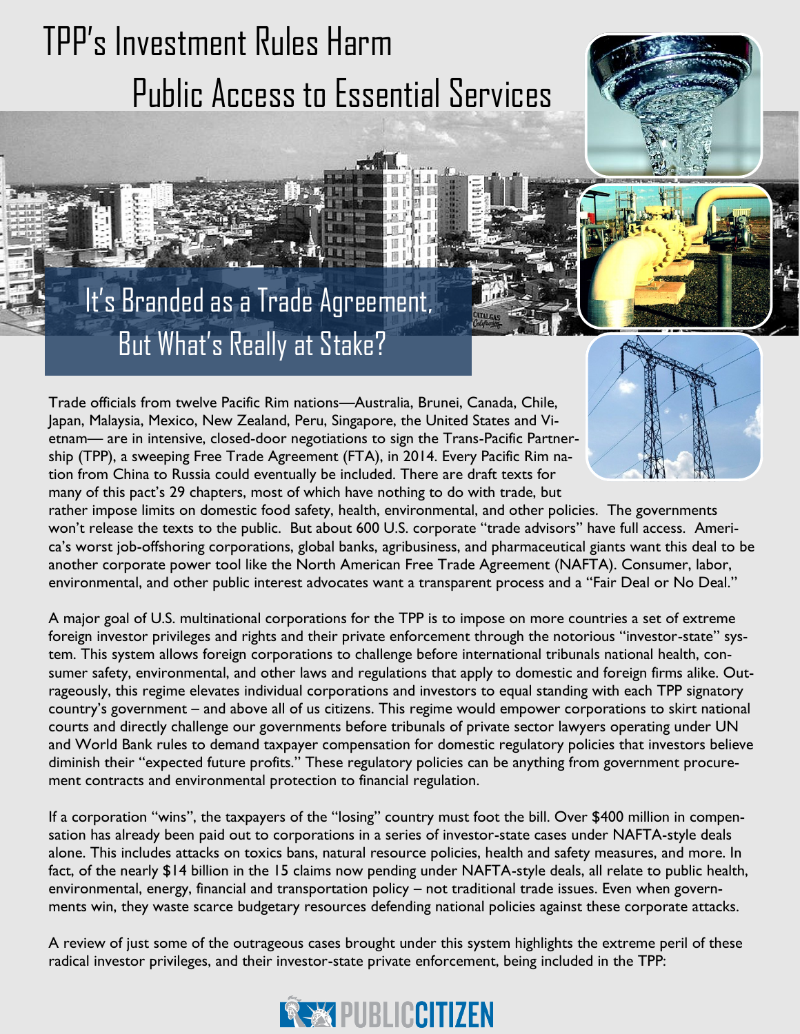# TPP's Investment Rules Harm Public Access to Essential Services

## It's Branded as a Trade Agreement, But What's Really at Stake?

Trade officials from twelve Pacific Rim nations—Australia, Brunei, Canada, Chile, Japan, Malaysia, Mexico, New Zealand, Peru, Singapore, the United States and Vietnam— are in intensive, closed-door negotiations to sign the Trans-Pacific Partnership (TPP), a sweeping Free Trade Agreement (FTA), in 2014. Every Pacific Rim nation from China to Russia could eventually be included. There are draft texts for many of this pact's 29 chapters, most of which have nothing to do with trade, but rather impose limits on domestic food safety, health, environmental, and other policies. The governments won't release the texts to the public. But about 600 U.S. corporate "trade advisors" have full access. America's worst job-offshoring corporations, global banks, agribusiness, and pharmaceutical giants want this deal to be another corporate power tool like the North American Free Trade Agreement (NAFTA). Consumer, labor, environmental, and other public interest advocates want a transparent process and a "Fair Deal or No Deal."

A major goal of U.S. multinational corporations for the TPP is to impose on more countries a set of extreme foreign investor privileges and rights and their private enforcement through the notorious "investor-state" system. This system allows foreign corporations to challenge before international tribunals national health, consumer safety, environmental, and other laws and regulations that apply to domestic and foreign firms alike. Outrageously, this regime elevates individual corporations and investors to equal standing with each TPP signatory country's government – and above all of us citizens. This regime would empower corporations to skirt national courts and directly challenge our governments before tribunals of private sector lawyers operating under UN and World Bank rules to demand taxpayer compensation for domestic regulatory policies that investors believe diminish their "expected future profits." These regulatory policies can be anything from government procurement contracts and environmental protection to financial regulation.

If a corporation "wins", the taxpayers of the "losing" country must foot the bill. Over $400 million in compensation has already been paid out to corporations in a series of investor-state cases under NAFTA-style deals alone. This includes attacks on toxics bans, natural resource policies, health and safety measures, and more. In fact, of the nearly $14 billion in the 15 claims now pending under NAFTA-style deals, all relate to public health, environmental, energy, financial and transportation policy – not traditional trade issues. Even when governments win, they waste scarce budgetary resources defending national policies against these corporate attacks.

A review of just some of the outrageous cases brought under this system highlights the extreme peril of these radical investor privileges, and their investor-state private enforcement, being included in the TPP:

PUBLIC CITIZEN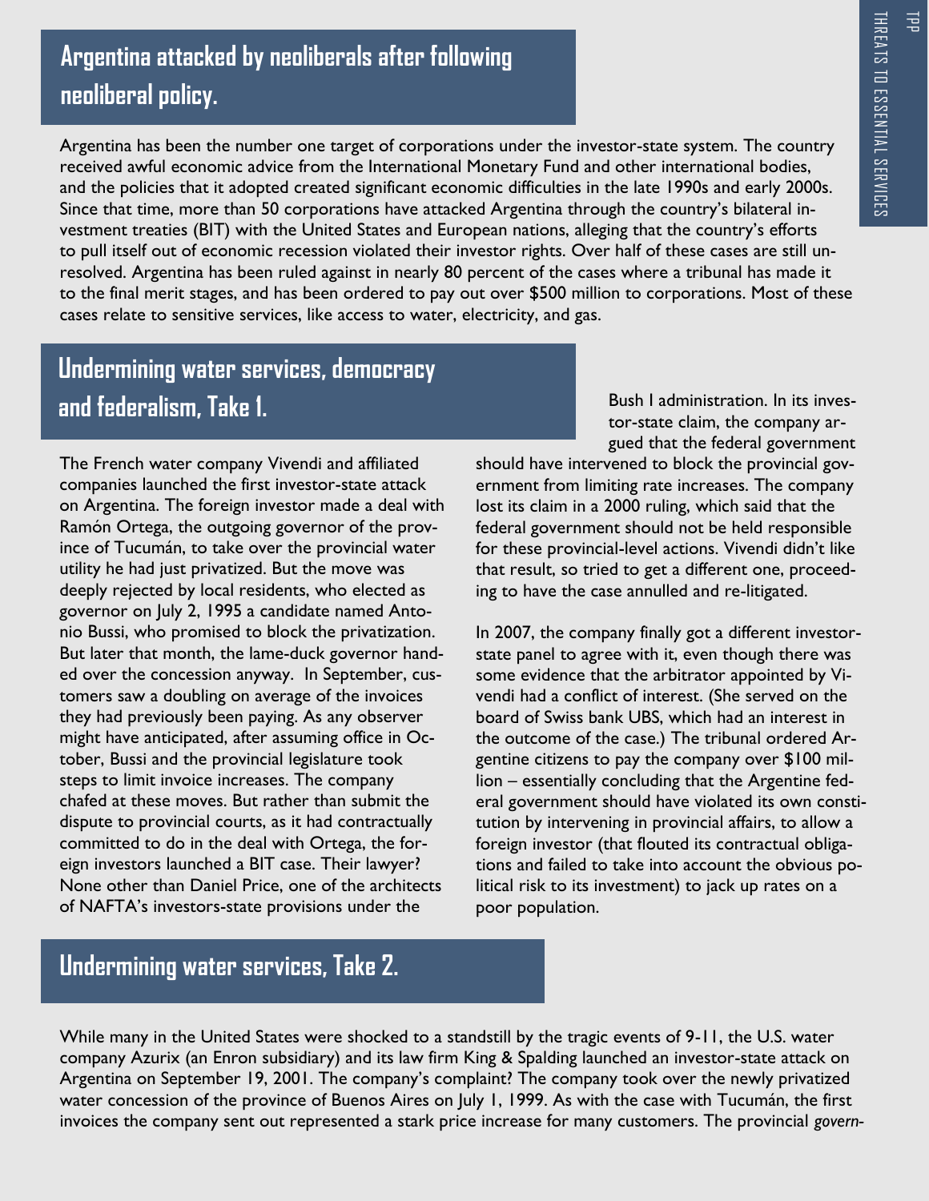## Argentina attacked by neoliberals after following neoliberal policy.

Argentina has been the number one target of corporations under the investor-state system. The country received awful economic advice from the International Monetary Fund and other international bodies, and the policies that it adopted created significant economic difficulties in the late 1990s and early 2000s. Since that time, more than 50 corporations have attacked Argentina through the country's bilateral investment treaties (BIT) with the United States and European nations, alleging that the country's efforts to pull itself out of economic recession violated their investor rights. Over half of these cases are still unresolved. Argentina has been ruled against in nearly 80 percent of the cases where a tribunal has made it to the final merit stages, and has been ordered to pay out over $500 million to corporations. Most of these cases relate to sensitive services, like access to water, electricity, and gas.

## Undermining water services, democracy and federalism, Take 1.

The French water company Vivendi and affiliated companies launched the first investor-state attack on Argentina. The foreign investor made a deal with Ramón Ortega, the outgoing governor of the province of Tucumán, to take over the provincial water utility he had just privatized. But the move was deeply rejected by local residents, who elected as governor on July 2, 1995 a candidate named Antonio Bussi, who promised to block the privatization. But later that month, the lame-duck governor handed over the concession anyway. In September, customers saw a doubling on average of the invoices they had previously been paying. As any observer might have anticipated, after assuming office in October, Bussi and the provincial legislature took steps to limit invoice increases. The company chafed at these moves. But rather than submit the dispute to provincial courts, as it had contractually committed to do in the deal with Ortega, the foreign investors launched a BIT case. Their lawyer? None other than Daniel Price, one of the architects of NAFTA's investors-state provisions under the Bush I administration. In its investor-state claim, the company argued that the federal government should have intervened to block the provincial government from limiting rate increases. The company lost its claim in a 2000 ruling, which said that the federal government should not be held responsible for these provincial-level actions. Vivendi didn't like that result, so tried to get a different one, proceeding to have the case annulled and re-litigated.

In 2007, the company finally got a different investor-state panel to agree with it, even though there was some evidence that the arbitrator appointed by Vivendi had a conflict of interest. (She served on the board of Swiss bank UBS, which had an interest in the outcome of the case.) The tribunal ordered Argentine citizens to pay the company over $100 million – essentially concluding that the Argentine federal government should have violated its own constitution by intervening in provincial affairs, to allow a foreign investor (that flouted its contractual obligations and failed to take into account the obvious political risk to its investment) to jack up rates on a poor population.

## Undermining water services, Take 2.

While many in the United States were shocked to a standstill by the tragic events of 9-11, the U.S. water company Azurix (an Enron subsidiary) and its law firm King & Spalding launched an investor-state attack on Argentina on September 19, 2001. The company's complaint? The company took over the newly privatized water concession of the province of Buenos Aires on July 1, 1999. As with the case with Tucumán, the first invoices the company sent out represented a stark price increase for many customers. The provincial *govern-*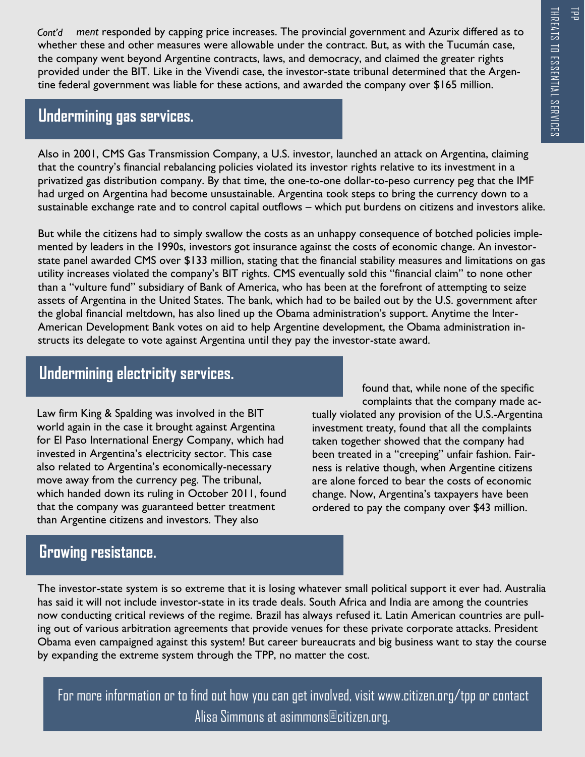*Cont'd* *ment* responded by capping price increases. The provincial government and Azurix differed as to whether these and other measures were allowable under the contract. But, as with the Tucumán case, the company went beyond Argentine contracts, laws, and democracy, and claimed the greater rights provided under the BIT. Like in the Vivendi case, the investor-state tribunal determined that the Argentine federal government was liable for these actions, and awarded the company over $165 million.

## Undermining gas services.

Also in 2001, CMS Gas Transmission Company, a U.S. investor, launched an attack on Argentina, claiming that the country's financial rebalancing policies violated its investor rights relative to its investment in a privatized gas distribution company. By that time, the one-to-one dollar-to-peso currency peg that the IMF had urged on Argentina had become unsustainable. Argentina took steps to bring the currency down to a sustainable exchange rate and to control capital outflows – which put burdens on citizens and investors alike.

But while the citizens had to simply swallow the costs as an unhappy consequence of botched policies implemented by leaders in the 1990s, investors got insurance against the costs of economic change. An investor-state panel awarded CMS over $133 million, stating that the financial stability measures and limitations on gas utility increases violated the company's BIT rights. CMS eventually sold this "financial claim" to none other than a "vulture fund" subsidiary of Bank of America, who has been at the forefront of attempting to seize assets of Argentina in the United States. The bank, which had to be bailed out by the U.S. government after the global financial meltdown, has also lined up the Obama administration's support. Anytime the Inter-American Development Bank votes on aid to help Argentine development, the Obama administration instructs its delegate to vote against Argentina until they pay the investor-state award.

## Undermining electricity services.

Law firm King & Spalding was involved in the BIT world again in the case it brought against Argentina for El Paso International Energy Company, which had invested in Argentina's electricity sector. This case also related to Argentina's economically-necessary move away from the currency peg. The tribunal, which handed down its ruling in October 2011, found that the company was guaranteed better treatment than Argentine citizens and investors. They also found that, while none of the specific complaints that the company made actually violated any provision of the U.S.-Argentina investment treaty, found that all the complaints taken together showed that the company had been treated in a "creeping" unfair fashion. Fairness is relative though, when Argentine citizens are alone forced to bear the costs of economic change. Now, Argentina's taxpayers have been ordered to pay the company over $43 million.

## Growing resistance.

The investor-state system is so extreme that it is losing whatever small political support it ever had. Australia has said it will not include investor-state in its trade deals. South Africa and India are among the countries now conducting critical reviews of the regime. Brazil has always refused it. Latin American countries are pulling out of various arbitration agreements that provide venues for these private corporate attacks. President Obama even campaigned against this system! But career bureaucrats and big business want to stay the course by expanding the extreme system through the TPP, no matter the cost.

For more information or to find out how you can get involved, visit www.citizen.org/tpp or contact Alisa Simmons at asimmons@citizen.org.